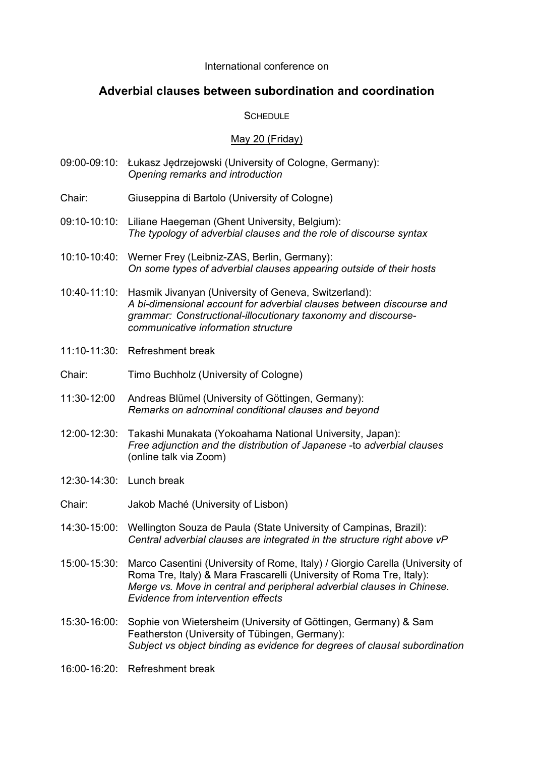International conference on

# Adverbial clauses between subordination and coordination

SCHEDULE

May 20 (Friday)

09:00-09:10: Łukasz Jędrzejowski (University of Cologne, Germany):
*Opening remarks and introduction*

Chair: Giuseppina di Bartolo (University of Cologne)

09:10-10:10: Liliane Haegeman (Ghent University, Belgium):
*The typology of adverbial clauses and the role of discourse syntax*

10:10-10:40: Werner Frey (Leibniz-ZAS, Berlin, Germany):
*On some types of adverbial clauses appearing outside of their hosts*

10:40-11:10: Hasmik Jivanyan (University of Geneva, Switzerland):
*A bi-dimensional account for adverbial clauses between discourse and grammar: Constructional-illocutionary taxonomy and discourse-communicative information structure*

11:10-11:30: Refreshment break

Chair: Timo Buchholz (University of Cologne)

11:30-12:00 Andreas Blümel (University of Göttingen, Germany):
*Remarks on adnominal conditional clauses and beyond*

12:00-12:30: Takashi Munakata (Yokoahama National University, Japan):
*Free adjunction and the distribution of Japanese* -to *adverbial clauses* (online talk via Zoom)

12:30-14:30: Lunch break

Chair: Jakob Maché (University of Lisbon)

14:30-15:00: Wellington Souza de Paula (State University of Campinas, Brazil):
*Central adverbial clauses are integrated in the structure right above vP*

15:00-15:30: Marco Casentini (University of Rome, Italy) / Giorgio Carella (University of Roma Tre, Italy) & Mara Frascarelli (University of Roma Tre, Italy):
*Merge vs. Move in central and peripheral adverbial clauses in Chinese. Evidence from intervention effects*

15:30-16:00: Sophie von Wietersheim (University of Göttingen, Germany) & Sam Featherston (University of Tübingen, Germany):
*Subject vs object binding as evidence for degrees of clausal subordination*

16:00-16:20: Refreshment break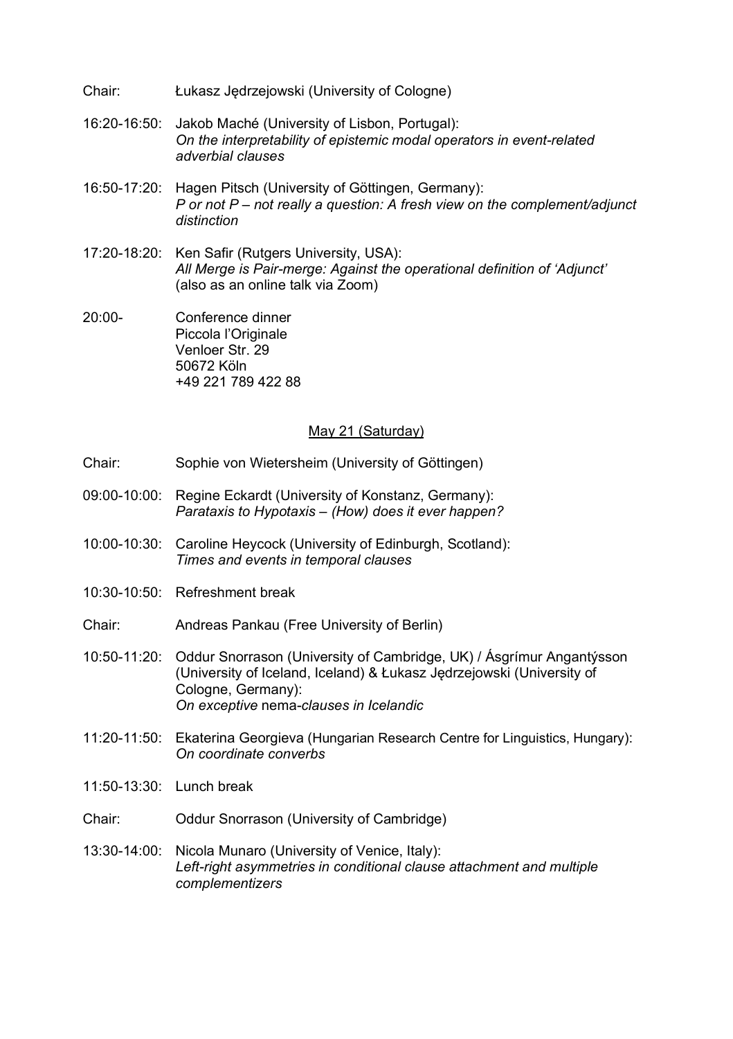Chair: Łukasz Jędrzejowski (University of Cologne)

16:20-16:50: Jakob Maché (University of Lisbon, Portugal):
*On the interpretability of epistemic modal operators in event-related adverbial clauses*

16:50-17:20: Hagen Pitsch (University of Göttingen, Germany):
*P or not P – not really a question: A fresh view on the complement/adjunct distinction*

17:20-18:20: Ken Safir (Rutgers University, USA):
*All Merge is Pair-merge: Against the operational definition of 'Adjunct'*
(also as an online talk via Zoom)

20:00- Conference dinner
Piccola l'Originale
Venloer Str. 29
50672 Köln
+49 221 789 422 88

May 21 (Saturday)

Chair: Sophie von Wietersheim (University of Göttingen)

09:00-10:00: Regine Eckardt (University of Konstanz, Germany):
*Parataxis to Hypotaxis – (How) does it ever happen?*

10:00-10:30: Caroline Heycock (University of Edinburgh, Scotland):
*Times and events in temporal clauses*

10:30-10:50: Refreshment break

Chair: Andreas Pankau (Free University of Berlin)

10:50-11:20: Oddur Snorrason (University of Cambridge, UK) / Ásgrímur Angantýsson (University of Iceland, Iceland) & Łukasz Jędrzejowski (University of Cologne, Germany):
*On exceptive* nema-*clauses in Icelandic*

11:20-11:50: Ekaterina Georgieva (Hungarian Research Centre for Linguistics, Hungary):
*On coordinate converbs*

11:50-13:30: Lunch break

Chair: Oddur Snorrason (University of Cambridge)

13:30-14:00: Nicola Munaro (University of Venice, Italy):
*Left-right asymmetries in conditional clause attachment and multiple complementizers*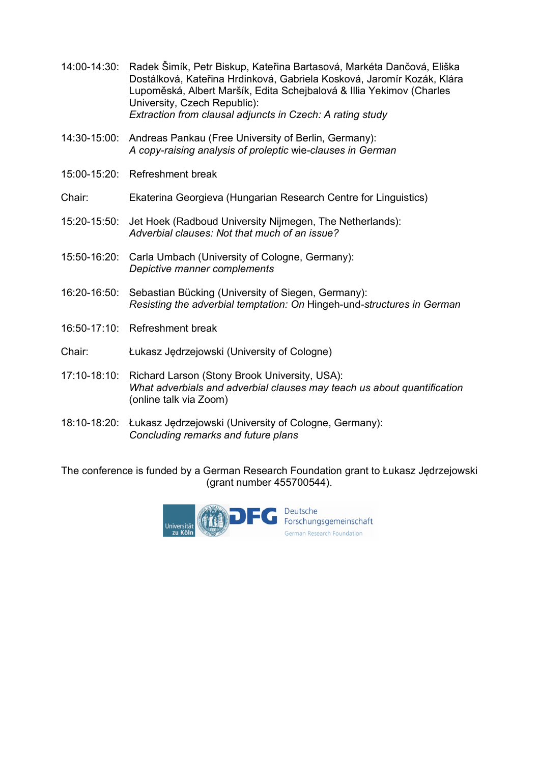14:00-14:30: Radek Šimík, Petr Biskup, Kateřina Bartasová, Markéta Dančová, Eliška Dostálková, Kateřina Hrdinková, Gabriela Kosková, Jaromír Kozák, Klára Lupoměská, Albert Maršík, Edita Schejbalová & Illia Yekimov (Charles University, Czech Republic):
*Extraction from clausal adjuncts in Czech: A rating study*

14:30-15:00: Andreas Pankau (Free University of Berlin, Germany):
*A copy-raising analysis of proleptic* wie*-clauses in German*

15:00-15:20: Refreshment break

Chair: Ekaterina Georgieva (Hungarian Research Centre for Linguistics)

15:20-15:50: Jet Hoek (Radboud University Nijmegen, The Netherlands):
*Adverbial clauses: Not that much of an issue?*

15:50-16:20: Carla Umbach (University of Cologne, Germany):
*Depictive manner complements*

16:20-16:50: Sebastian Bücking (University of Siegen, Germany):
*Resisting the adverbial temptation: On* Hingeh-und-*structures in German*

16:50-17:10: Refreshment break

Chair: Łukasz Jędrzejowski (University of Cologne)

17:10-18:10: Richard Larson (Stony Brook University, USA):
*What adverbials and adverbial clauses may teach us about quantification*
(online talk via Zoom)

18:10-18:20: Łukasz Jędrzejowski (University of Cologne, Germany):
*Concluding remarks and future plans*

The conference is funded by a German Research Foundation grant to Łukasz Jędrzejowski (grant number 455700544).

Universität zu Köln DFG Deutsche Forschungsgemeinschaft German Research Foundation